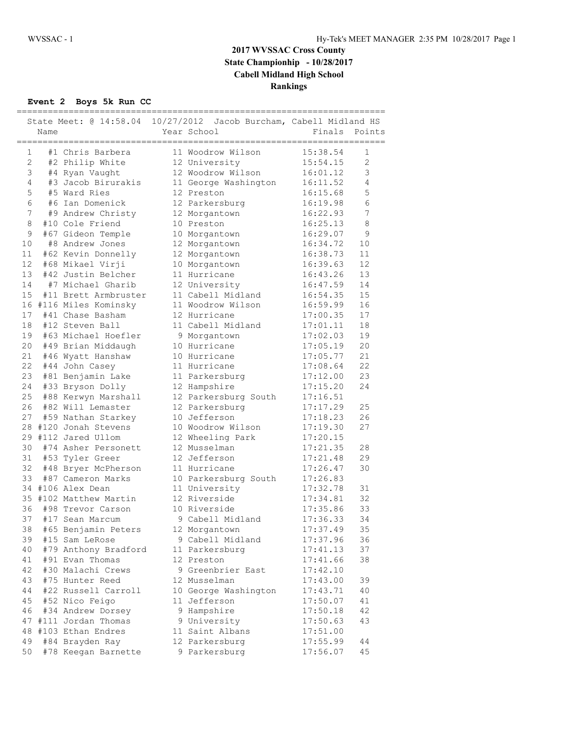# 2017 WVSSAC Cross County

## State Championhip - 10/28/2017

## Cabell Midland High School

## Rankings

### Event 2 Boys 5k Run CC

State Meet: @ 14:58.04 10/27/2012 Jacob Burcham, Cabell Midland HS

| | Name | Year | School | Finals | Points |
|---|---|---|---|---|---|
| 1 | #1 Chris Barbera | 11 | Woodrow Wilson | 15:38.54 | 1 |
| 2 | #2 Philip White | 12 | University | 15:54.15 | 2 |
| 3 | #4 Ryan Vaught | 12 | Woodrow Wilson | 16:01.12 | 3 |
| 4 | #3 Jacob Birurakis | 11 | George Washington | 16:11.52 | 4 |
| 5 | #5 Ward Ries | 12 | Preston | 16:15.68 | 5 |
| 6 | #6 Ian Domenick | 12 | Parkersburg | 16:19.98 | 6 |
| 7 | #9 Andrew Christy | 12 | Morgantown | 16:22.93 | 7 |
| 8 | #10 Cole Friend | 10 | Preston | 16:25.13 | 8 |
| 9 | #67 Gideon Temple | 10 | Morgantown | 16:29.07 | 9 |
| 10 | #8 Andrew Jones | 12 | Morgantown | 16:34.72 | 10 |
| 11 | #62 Kevin Donnelly | 12 | Morgantown | 16:38.73 | 11 |
| 12 | #68 Mikael Virji | 10 | Morgantown | 16:39.63 | 12 |
| 13 | #42 Justin Belcher | 11 | Hurricane | 16:43.26 | 13 |
| 14 | #7 Michael Gharib | 12 | University | 16:47.59 | 14 |
| 15 | #11 Brett Armbruster | 11 | Cabell Midland | 16:54.35 | 15 |
| 16 | #116 Miles Kominsky | 11 | Woodrow Wilson | 16:59.99 | 16 |
| 17 | #41 Chase Basham | 12 | Hurricane | 17:00.35 | 17 |
| 18 | #12 Steven Ball | 11 | Cabell Midland | 17:01.11 | 18 |
| 19 | #63 Michael Hoefler | 9 | Morgantown | 17:02.03 | 19 |
| 20 | #49 Brian Middaugh | 10 | Hurricane | 17:05.19 | 20 |
| 21 | #46 Wyatt Hanshaw | 10 | Hurricane | 17:05.77 | 21 |
| 22 | #44 John Casey | 11 | Hurricane | 17:08.64 | 22 |
| 23 | #81 Benjamin Lake | 11 | Parkersburg | 17:12.00 | 23 |
| 24 | #33 Bryson Dolly | 12 | Hampshire | 17:15.20 | 24 |
| 25 | #88 Kerwyn Marshall | 12 | Parkersburg South | 17:16.51 | |
| 26 | #82 Will Lemaster | 12 | Parkersburg | 17:17.29 | 25 |
| 27 | #59 Nathan Starkey | 10 | Jefferson | 17:18.23 | 26 |
| 28 | #120 Jonah Stevens | 10 | Woodrow Wilson | 17:19.30 | 27 |
| 29 | #112 Jared Ullom | 12 | Wheeling Park | 17:20.15 | |
| 30 | #74 Asher Personett | 12 | Musselman | 17:21.35 | 28 |
| 31 | #53 Tyler Greer | 12 | Jefferson | 17:21.48 | 29 |
| 32 | #48 Bryer McPherson | 11 | Hurricane | 17:26.47 | 30 |
| 33 | #87 Cameron Marks | 10 | Parkersburg South | 17:26.83 | |
| 34 | #106 Alex Dean | 11 | University | 17:32.78 | 31 |
| 35 | #102 Matthew Martin | 12 | Riverside | 17:34.81 | 32 |
| 36 | #98 Trevor Carson | 10 | Riverside | 17:35.86 | 33 |
| 37 | #17 Sean Marcum | 9 | Cabell Midland | 17:36.33 | 34 |
| 38 | #65 Benjamin Peters | 12 | Morgantown | 17:37.49 | 35 |
| 39 | #15 Sam LeRose | 9 | Cabell Midland | 17:37.96 | 36 |
| 40 | #79 Anthony Bradford | 11 | Parkersburg | 17:41.13 | 37 |
| 41 | #91 Evan Thomas | 12 | Preston | 17:41.66 | 38 |
| 42 | #30 Malachi Crews | 9 | Greenbrier East | 17:42.10 | |
| 43 | #75 Hunter Reed | 12 | Musselman | 17:43.00 | 39 |
| 44 | #22 Russell Carroll | 10 | George Washington | 17:43.71 | 40 |
| 45 | #52 Nico Feigo | 11 | Jefferson | 17:50.07 | 41 |
| 46 | #34 Andrew Dorsey | 9 | Hampshire | 17:50.18 | 42 |
| 47 | #111 Jordan Thomas | 9 | University | 17:50.63 | 43 |
| 48 | #103 Ethan Endres | 11 | Saint Albans | 17:51.00 | |
| 49 | #84 Brayden Ray | 12 | Parkersburg | 17:55.99 | 44 |
| 50 | #78 Keegan Barnette | 9 | Parkersburg | 17:56.07 | 45 |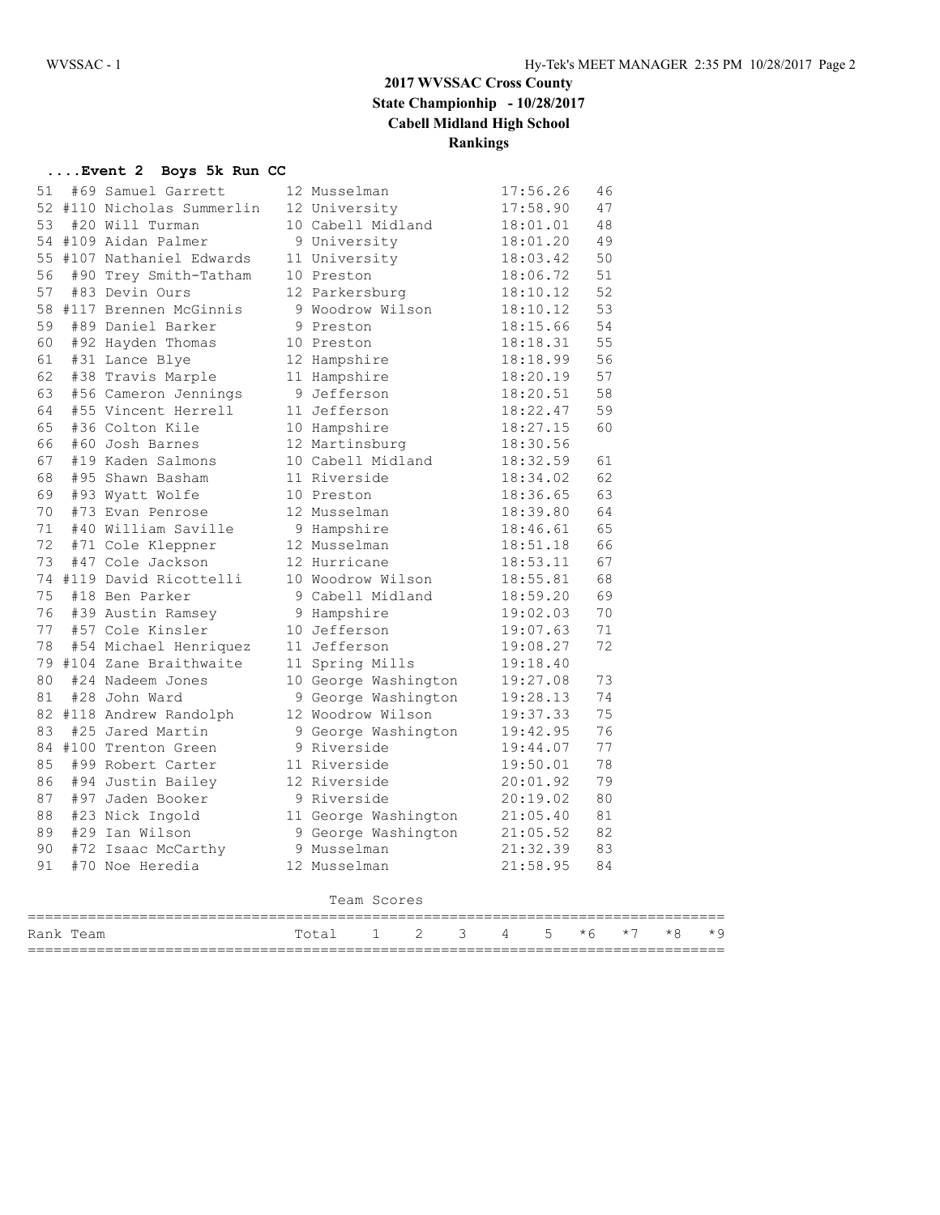# 2017 WVSSAC Cross County
## State Championhip - 10/28/2017
## Cabell Midland High School
## Rankings

### ....Event 2 Boys 5k Run CC

| Place | # | Name | Yr | School | Time | Points |
|---|---|---|---|---|---|---|
| 51 | #69 | Samuel Garrett | 12 | Musselman | 17:56.26 | 46 |
| 52 | #110 | Nicholas Summerlin | 12 | University | 17:58.90 | 47 |
| 53 | #20 | Will Turman | 10 | Cabell Midland | 18:01.01 | 48 |
| 54 | #109 | Aidan Palmer | 9 | University | 18:01.20 | 49 |
| 55 | #107 | Nathaniel Edwards | 11 | University | 18:03.42 | 50 |
| 56 | #90 | Trey Smith-Tatham | 10 | Preston | 18:06.72 | 51 |
| 57 | #83 | Devin Ours | 12 | Parkersburg | 18:10.12 | 52 |
| 58 | #117 | Brennen McGinnis | 9 | Woodrow Wilson | 18:10.12 | 53 |
| 59 | #89 | Daniel Barker | 9 | Preston | 18:15.66 | 54 |
| 60 | #92 | Hayden Thomas | 10 | Preston | 18:18.31 | 55 |
| 61 | #31 | Lance Blye | 12 | Hampshire | 18:18.99 | 56 |
| 62 | #38 | Travis Marple | 11 | Hampshire | 18:20.19 | 57 |
| 63 | #56 | Cameron Jennings | 9 | Jefferson | 18:20.51 | 58 |
| 64 | #55 | Vincent Herrell | 11 | Jefferson | 18:22.47 | 59 |
| 65 | #36 | Colton Kile | 10 | Hampshire | 18:27.15 | 60 |
| 66 | #60 | Josh Barnes | 12 | Martinsburg | 18:30.56 | |
| 67 | #19 | Kaden Salmons | 10 | Cabell Midland | 18:32.59 | 61 |
| 68 | #95 | Shawn Basham | 11 | Riverside | 18:34.02 | 62 |
| 69 | #93 | Wyatt Wolfe | 10 | Preston | 18:36.65 | 63 |
| 70 | #73 | Evan Penrose | 12 | Musselman | 18:39.80 | 64 |
| 71 | #40 | William Saville | 9 | Hampshire | 18:46.61 | 65 |
| 72 | #71 | Cole Kleppner | 12 | Musselman | 18:51.18 | 66 |
| 73 | #47 | Cole Jackson | 12 | Hurricane | 18:53.11 | 67 |
| 74 | #119 | David Ricottelli | 10 | Woodrow Wilson | 18:55.81 | 68 |
| 75 | #18 | Ben Parker | 9 | Cabell Midland | 18:59.20 | 69 |
| 76 | #39 | Austin Ramsey | 9 | Hampshire | 19:02.03 | 70 |
| 77 | #57 | Cole Kinsler | 10 | Jefferson | 19:07.63 | 71 |
| 78 | #54 | Michael Henriquez | 11 | Jefferson | 19:08.27 | 72 |
| 79 | #104 | Zane Braithwaite | 11 | Spring Mills | 19:18.40 | |
| 80 | #24 | Nadeem Jones | 10 | George Washington | 19:27.08 | 73 |
| 81 | #28 | John Ward | 9 | George Washington | 19:28.13 | 74 |
| 82 | #118 | Andrew Randolph | 12 | Woodrow Wilson | 19:37.33 | 75 |
| 83 | #25 | Jared Martin | 9 | George Washington | 19:42.95 | 76 |
| 84 | #100 | Trenton Green | 9 | Riverside | 19:44.07 | 77 |
| 85 | #99 | Robert Carter | 11 | Riverside | 19:50.01 | 78 |
| 86 | #94 | Justin Bailey | 12 | Riverside | 20:01.92 | 79 |
| 87 | #97 | Jaden Booker | 9 | Riverside | 20:19.02 | 80 |
| 88 | #23 | Nick Ingold | 11 | George Washington | 21:05.40 | 81 |
| 89 | #29 | Ian Wilson | 9 | George Washington | 21:05.52 | 82 |
| 90 | #72 | Isaac McCarthy | 9 | Musselman | 21:32.39 | 83 |
| 91 | #70 | Noe Heredia | 12 | Musselman | 21:58.95 | 84 |

Team Scores

| Rank | Team | Total | 1 | 2 | 3 | 4 | 5 | *6 | *7 | *8 | *9 |
|---|---|---|---|---|---|---|---|---|---|---|---|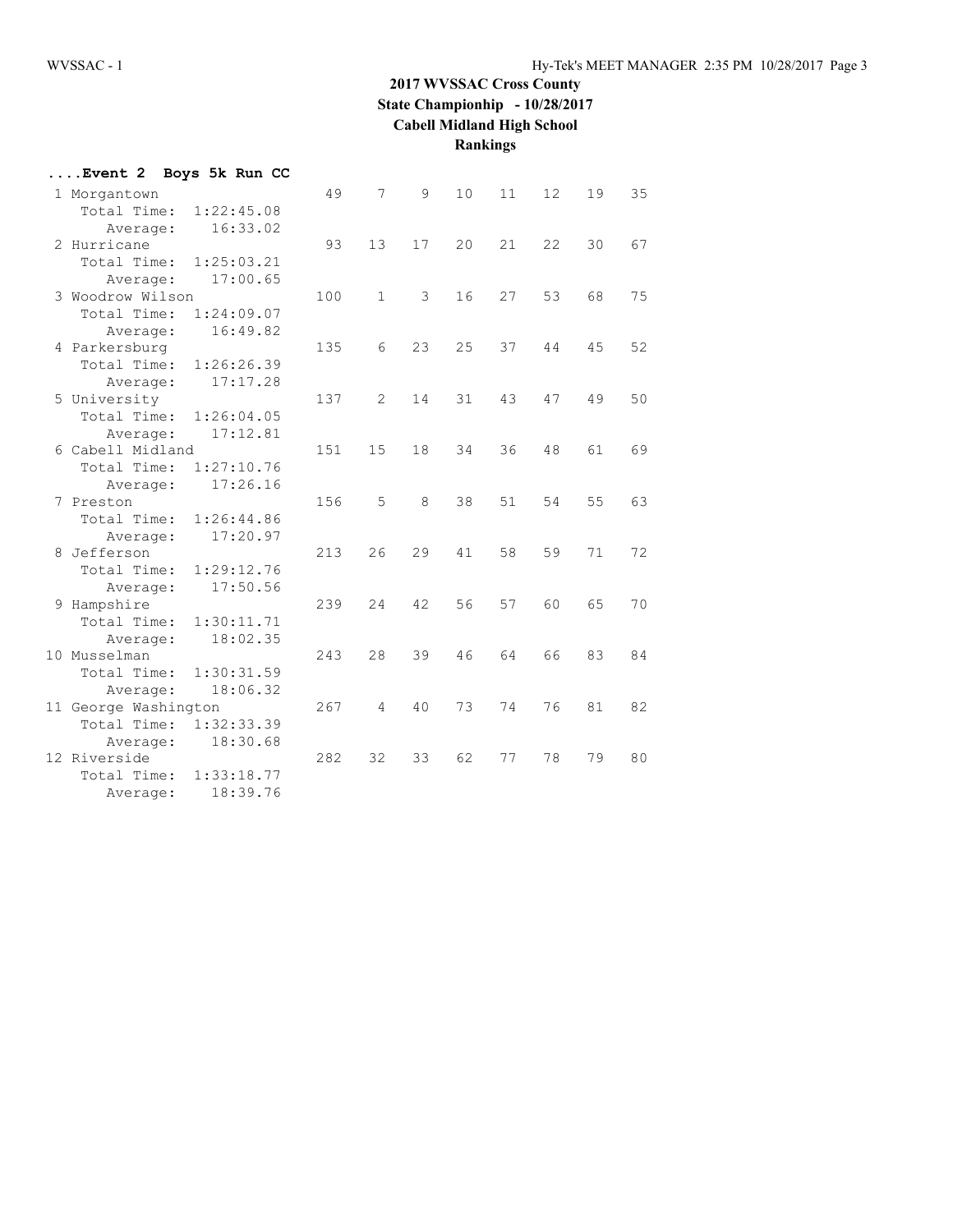# 2017 WVSSAC Cross County
## State Championip - 10/28/2017
## Cabell Midland High School
## Rankings

**....Event 2 Boys 5k Run CC**

| | | | | | | | | |
|---|---|---|---|---|---|---|---|---|
| 1 Morgantown | 49 | 7 | 9 | 10 | 11 | 12 | 19 | 35 |
| Total Time: 1:22:45.08 | | | | | | | | |
| Average: 16:33.02 | | | | | | | | |
| 2 Hurricane | 93 | 13 | 17 | 20 | 21 | 22 | 30 | 67 |
| Total Time: 1:25:03.21 | | | | | | | | |
| Average: 17:00.65 | | | | | | | | |
| 3 Woodrow Wilson | 100 | 1 | 3 | 16 | 27 | 53 | 68 | 75 |
| Total Time: 1:24:09.07 | | | | | | | | |
| Average: 16:49.82 | | | | | | | | |
| 4 Parkersburg | 135 | 6 | 23 | 25 | 37 | 44 | 45 | 52 |
| Total Time: 1:26:26.39 | | | | | | | | |
| Average: 17:17.28 | | | | | | | | |
| 5 University | 137 | 2 | 14 | 31 | 43 | 47 | 49 | 50 |
| Total Time: 1:26:04.05 | | | | | | | | |
| Average: 17:12.81 | | | | | | | | |
| 6 Cabell Midland | 151 | 15 | 18 | 34 | 36 | 48 | 61 | 69 |
| Total Time: 1:27:10.76 | | | | | | | | |
| Average: 17:26.16 | | | | | | | | |
| 7 Preston | 156 | 5 | 8 | 38 | 51 | 54 | 55 | 63 |
| Total Time: 1:26:44.86 | | | | | | | | |
| Average: 17:20.97 | | | | | | | | |
| 8 Jefferson | 213 | 26 | 29 | 41 | 58 | 59 | 71 | 72 |
| Total Time: 1:29:12.76 | | | | | | | | |
| Average: 17:50.56 | | | | | | | | |
| 9 Hampshire | 239 | 24 | 42 | 56 | 57 | 60 | 65 | 70 |
| Total Time: 1:30:11.71 | | | | | | | | |
| Average: 18:02.35 | | | | | | | | |
| 10 Musselman | 243 | 28 | 39 | 46 | 64 | 66 | 83 | 84 |
| Total Time: 1:30:31.59 | | | | | | | | |
| Average: 18:06.32 | | | | | | | | |
| 11 George Washington | 267 | 4 | 40 | 73 | 74 | 76 | 81 | 82 |
| Total Time: 1:32:33.39 | | | | | | | | |
| Average: 18:30.68 | | | | | | | | |
| 12 Riverside | 282 | 32 | 33 | 62 | 77 | 78 | 79 | 80 |
| Total Time: 1:33:18.77 | | | | | | | | |
| Average: 18:39.76 | | | | | | | | |